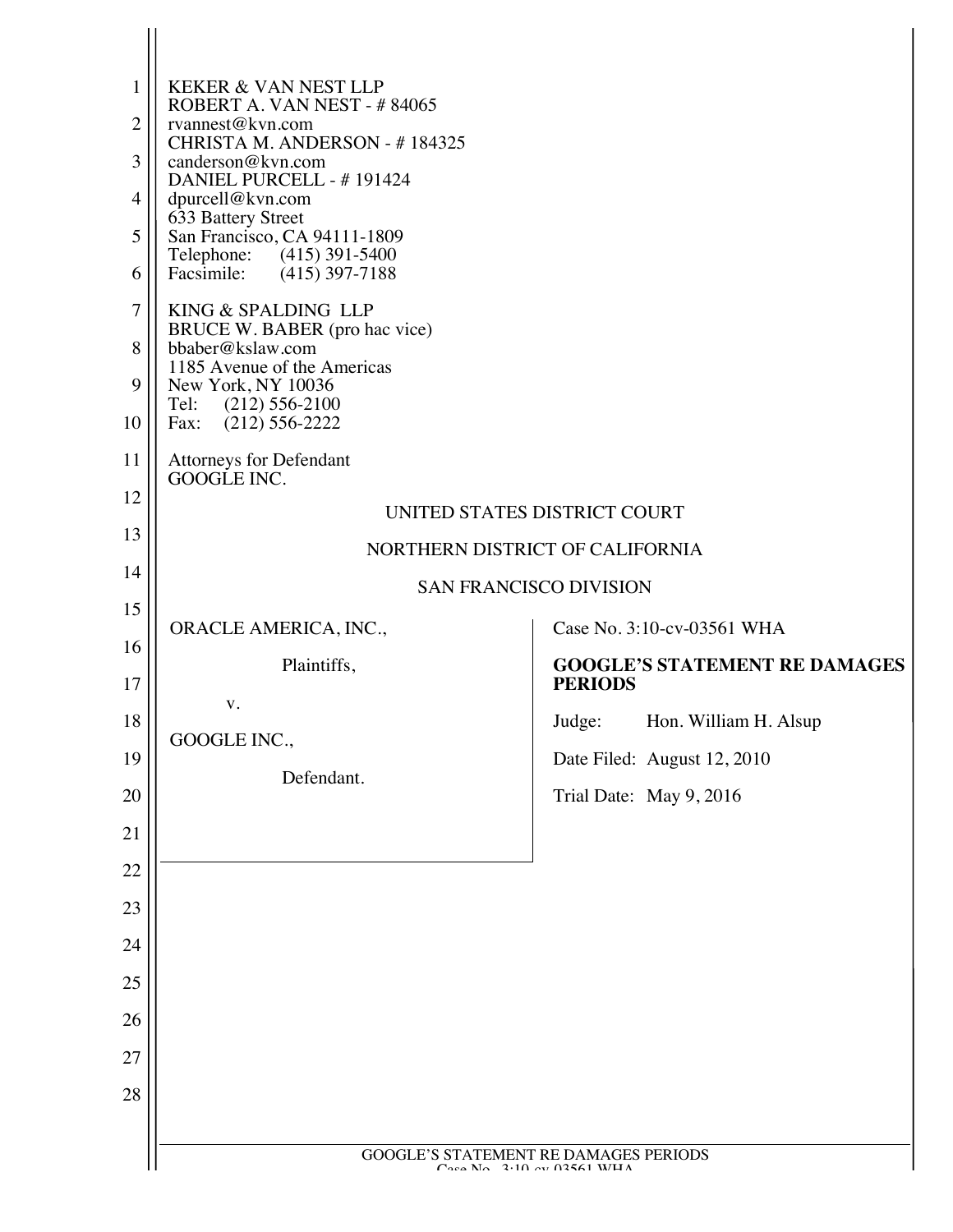KEKER & VAN NEST LLP
ROBERT A. VAN NEST - # 84065
rvannest@kvn.com
CHRISTA M. ANDERSON - # 184325
canderson@kvn.com
DANIEL PURCELL - # 191424
dpurcell@kvn.com
633 Battery Street
San Francisco, CA 94111-1809
Telephone: (415) 391-5400
Facsimile: (415) 397-7188

KING & SPALDING LLP
BRUCE W. BABER (pro hac vice)
bbaber@kslaw.com
1185 Avenue of the Americas
New York, NY 10036
Tel: (212) 556-2100
Fax: (212) 556-2222

Attorneys for Defendant
GOOGLE INC.

UNITED STATES DISTRICT COURT

NORTHERN DISTRICT OF CALIFORNIA

SAN FRANCISCO DIVISION

ORACLE AMERICA, INC.,

Plaintiffs,

v.

GOOGLE INC.,

Defendant.

Case No. 3:10-cv-03561 WHA

**GOOGLE'S STATEMENT RE DAMAGES PERIODS**

Judge: Hon. William H. Alsup

Date Filed: August 12, 2010

Trial Date: May 9, 2016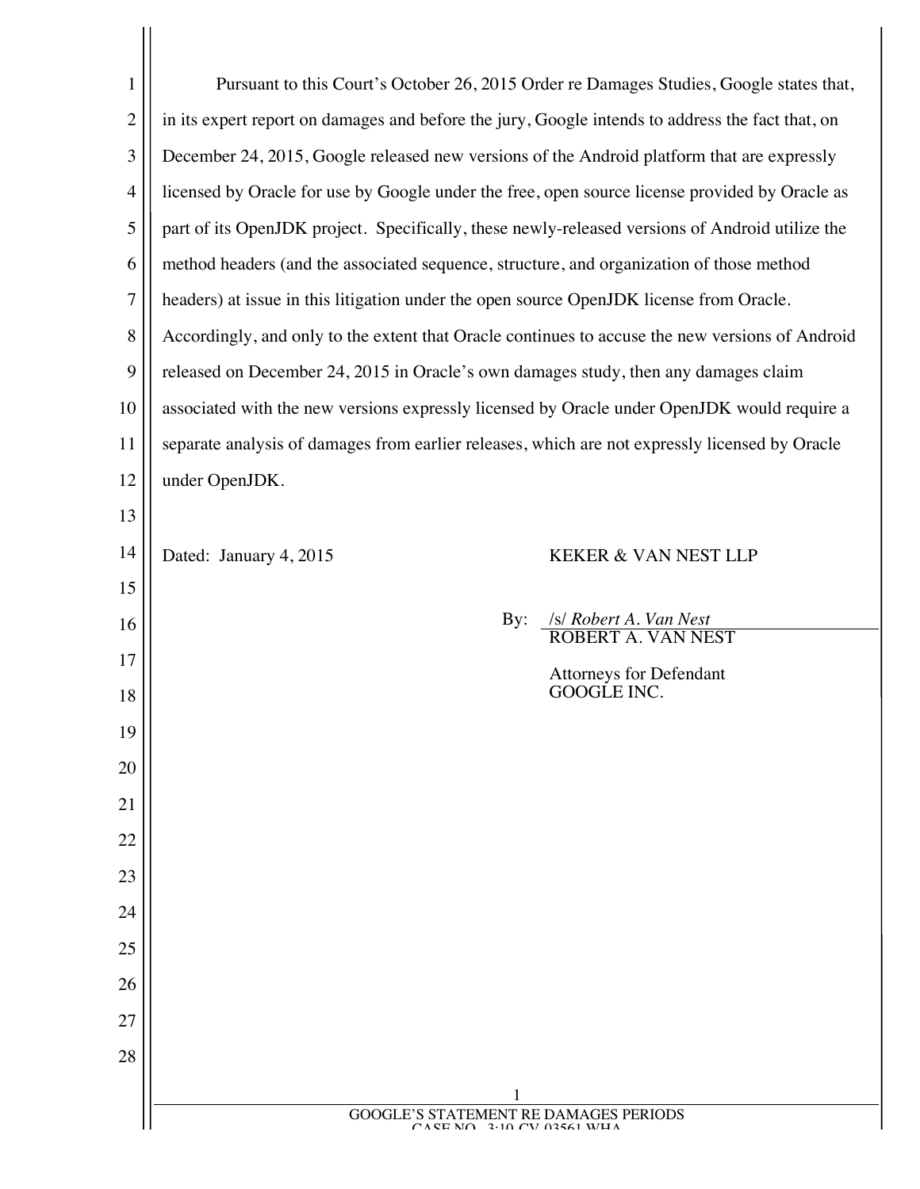Pursuant to this Court's October 26, 2015 Order re Damages Studies, Google states that, in its expert report on damages and before the jury, Google intends to address the fact that, on December 24, 2015, Google released new versions of the Android platform that are expressly licensed by Oracle for use by Google under the free, open source license provided by Oracle as part of its OpenJDK project. Specifically, these newly-released versions of Android utilize the method headers (and the associated sequence, structure, and organization of those method headers) at issue in this litigation under the open source OpenJDK license from Oracle. Accordingly, and only to the extent that Oracle continues to accuse the new versions of Android released on December 24, 2015 in Oracle's own damages study, then any damages claim associated with the new versions expressly licensed by Oracle under OpenJDK would require a separate analysis of damages from earlier releases, which are not expressly licensed by Oracle under OpenJDK.

Dated: January 4, 2015

KEKER & VAN NEST LLP

By: /s/ *Robert A. Van Nest*
ROBERT A. VAN NEST

Attorneys for Defendant
GOOGLE INC.